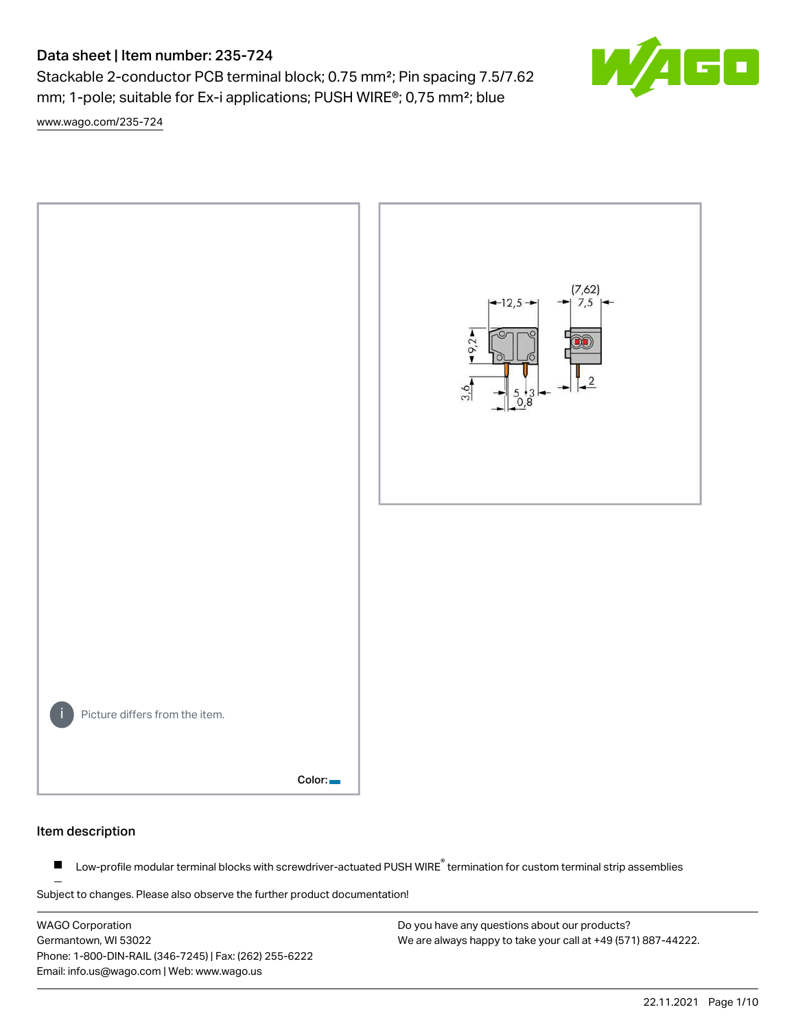# Data sheet | Item number: 235-724

Stackable 2-conductor PCB terminal block; 0.75 mm²; Pin spacing 7.5/7.62 mm; 1-pole; suitable for Ex-i applications; PUSH WIRE®; 0,75 mm²; blue

www.wago.com/235-724

Picture differs from the item.

Color:

## Item description

- Low-profile modular terminal blocks with screwdriver-actuated PUSH WIRE® termination for custom terminal strip assemblies

Subject to changes. Please also observe the further product documentation!

WAGO Corporation
Germantown, WI 53022
Phone: 1-800-DIN-RAIL (346-7245) | Fax: (262) 255-6222
Email: info.us@wago.com | Web: www.wago.us

Do you have any questions about our products?
We are always happy to take your call at +49 (571) 887-44222.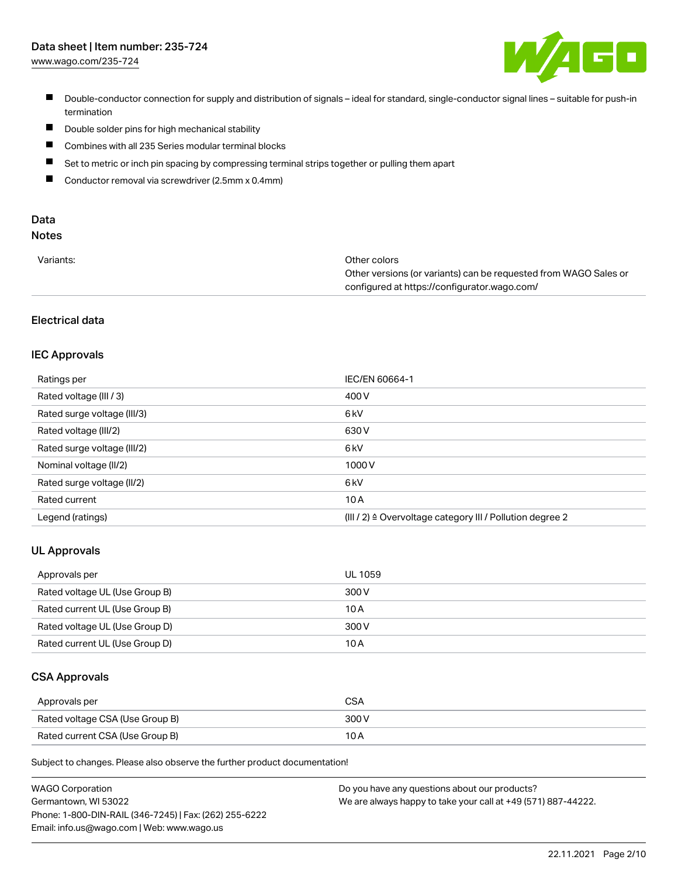- Double-conductor connection for supply and distribution of signals – ideal for standard, single-conductor signal lines – suitable for push-in termination
- Double solder pins for high mechanical stability
- Combines with all 235 Series modular terminal blocks
- Set to metric or inch pin spacing by compressing terminal strips together or pulling them apart
- Conductor removal via screwdriver (2.5mm x 0.4mm)

## Data

### Notes

| | |
|---|---|
| Variants: | Other colors<br>Other versions (or variants) can be requested from WAGO Sales or configured at https://configurator.wago.com/ |

### Electrical data

#### IEC Approvals

| | |
|---|---|
| Ratings per | IEC/EN 60664-1 |
| Rated voltage (III / 3) | 400 V |
| Rated surge voltage (III/3) | 6 kV |
| Rated voltage (III/2) | 630 V |
| Rated surge voltage (III/2) | 6 kV |
| Nominal voltage (II/2) | 1000 V |
| Rated surge voltage (II/2) | 6 kV |
| Rated current | 10 A |
| Legend (ratings) | (III / 2) ≙ Overvoltage category III / Pollution degree 2 |

#### UL Approvals

| | |
|---|---|
| Approvals per | UL 1059 |
| Rated voltage UL (Use Group B) | 300 V |
| Rated current UL (Use Group B) | 10 A |
| Rated voltage UL (Use Group D) | 300 V |
| Rated current UL (Use Group D) | 10 A |

#### CSA Approvals

| | |
|---|---|
| Approvals per | CSA |
| Rated voltage CSA (Use Group B) | 300 V |
| Rated current CSA (Use Group B) | 10 A |

Subject to changes. Please also observe the further product documentation!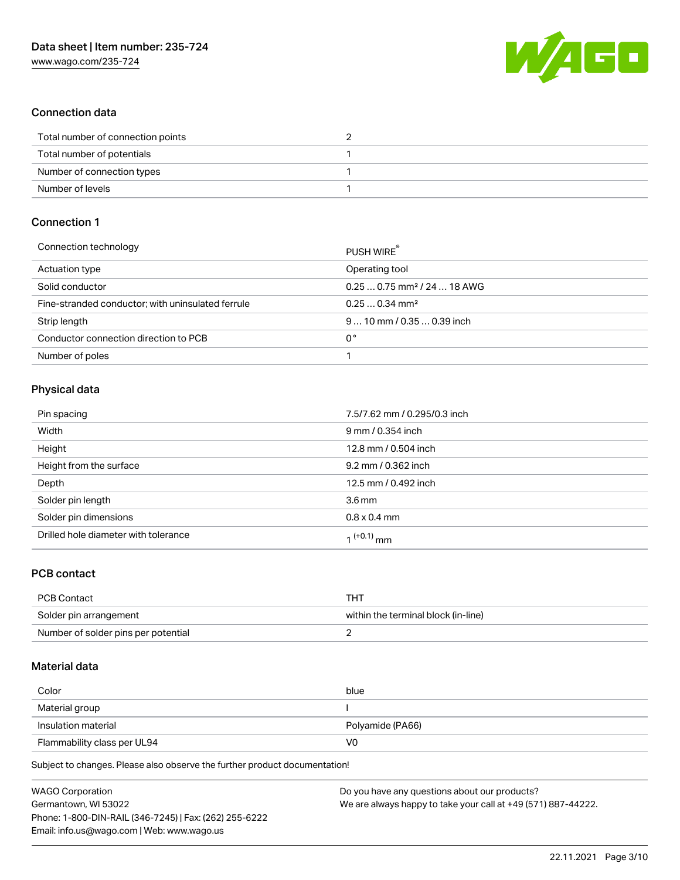## Connection data

| | |
|---|---|
| Total number of connection points | 2 |
| Total number of potentials | 1 |
| Number of connection types | 1 |
| Number of levels | 1 |

## Connection 1

| | |
|---|---|
| Connection technology | PUSH WIRE® |
| Actuation type | Operating tool |
| Solid conductor | 0.25 … 0.75 mm² / 24 … 18 AWG |
| Fine-stranded conductor; with uninsulated ferrule | 0.25 … 0.34 mm² |
| Strip length | 9 … 10 mm / 0.35 … 0.39 inch |
| Conductor connection direction to PCB | 0 ° |
| Number of poles | 1 |

## Physical data

| | |
|---|---|
| Pin spacing | 7.5/7.62 mm / 0.295/0.3 inch |
| Width | 9 mm / 0.354 inch |
| Height | 12.8 mm / 0.504 inch |
| Height from the surface | 9.2 mm / 0.362 inch |
| Depth | 12.5 mm / 0.492 inch |
| Solder pin length | 3.6 mm |
| Solder pin dimensions | 0.8 x 0.4 mm |
| Drilled hole diameter with tolerance | $1^{(+0.1)}$ mm |

## PCB contact

| | |
|---|---|
| PCB Contact | THT |
| Solder pin arrangement | within the terminal block (in-line) |
| Number of solder pins per potential | 2 |

## Material data

| | |
|---|---|
| Color | blue |
| Material group | I |
| Insulation material | Polyamide (PA66) |
| Flammability class per UL94 | V0 |

Subject to changes. Please also observe the further product documentation!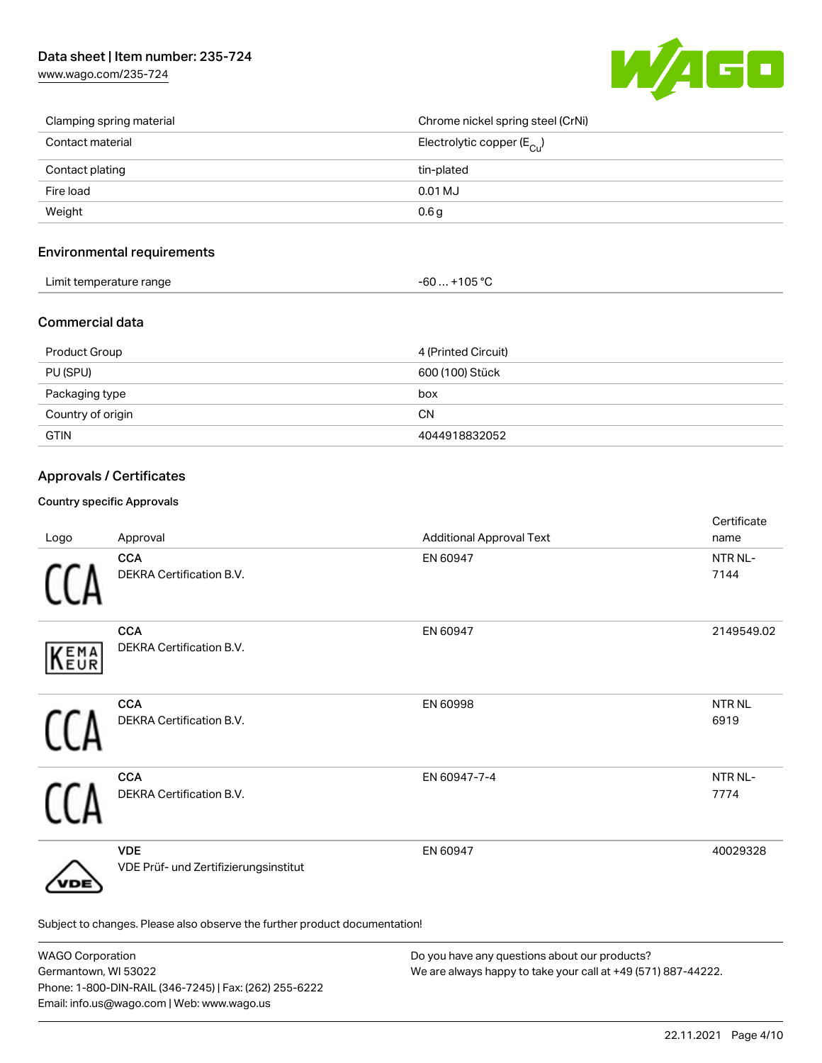| | |
|---|---|
| Clamping spring material | Chrome nickel spring steel (CrNi) |
| Contact material | Electrolytic copper ($E_{Cu}$) |
| Contact plating | tin-plated |
| Fire load | 0.01 MJ |
| Weight | 0.6 g |

## Environmental requirements

| | |
|---|---|
| Limit temperature range | -60 … +105 °C |

## Commercial data

| | |
|---|---|
| Product Group | 4 (Printed Circuit) |
| PU (SPU) | 600 (100) Stück |
| Packaging type | box |
| Country of origin | CN |
| GTIN | 4044918832052 |

## Approvals / Certificates

### Country specific Approvals

| Logo | Approval | Additional Approval Text | Certificate name |
|---|---|---|---|
| CCA | **CCA**<br>DEKRA Certification B.V. | EN 60947 | NTR NL-7144 |
| KEMA EUR | **CCA**<br>DEKRA Certification B.V. | EN 60947 | 2149549.02 |
| CCA | **CCA**<br>DEKRA Certification B.V. | EN 60998 | NTR NL 6919 |
| CCA | **CCA**<br>DEKRA Certification B.V. | EN 60947-7-4 | NTR NL-7774 |
| VDE | **VDE**<br>VDE Prüf- und Zertifizierungsinstitut | EN 60947 | 40029328 |

Subject to changes. Please also observe the further product documentation!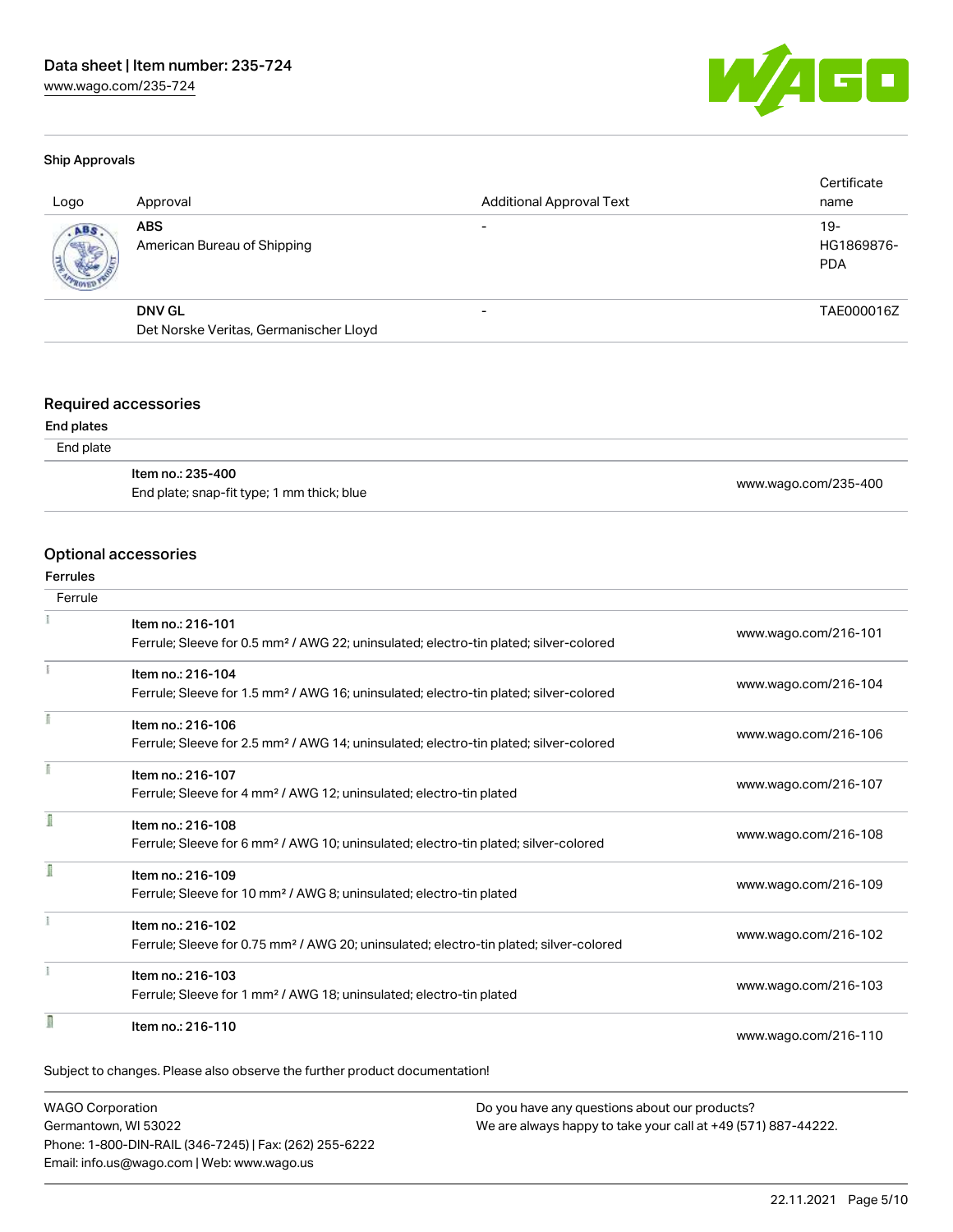### Ship Approvals

| Logo | Approval | Additional Approval Text | Certificate name |
| --- | --- | --- | --- |
| | **ABS**<br>American Bureau of Shipping | - | 19-HG1869876-PDA |
| | **DNV GL**<br>Det Norske Veritas, Germanischer Lloyd | - | TAE000016Z |

## Required accessories

### End plates

End plate

| Item | Link |
| --- | --- |
| Item no.: 235-400<br>End plate; snap-fit type; 1 mm thick; blue | www.wago.com/235-400 |

## Optional accessories

### Ferrules

Ferrule

| Item | Link |
| --- | --- |
| Item no.: 216-101<br>Ferrule; Sleeve for 0.5 mm² / AWG 22; uninsulated; electro-tin plated; silver-colored | www.wago.com/216-101 |
| Item no.: 216-104<br>Ferrule; Sleeve for 1.5 mm² / AWG 16; uninsulated; electro-tin plated; silver-colored | www.wago.com/216-104 |
| Item no.: 216-106<br>Ferrule; Sleeve for 2.5 mm² / AWG 14; uninsulated; electro-tin plated; silver-colored | www.wago.com/216-106 |
| Item no.: 216-107<br>Ferrule; Sleeve for 4 mm² / AWG 12; uninsulated; electro-tin plated | www.wago.com/216-107 |
| Item no.: 216-108<br>Ferrule; Sleeve for 6 mm² / AWG 10; uninsulated; electro-tin plated; silver-colored | www.wago.com/216-108 |
| Item no.: 216-109<br>Ferrule; Sleeve for 10 mm² / AWG 8; uninsulated; electro-tin plated | www.wago.com/216-109 |
| Item no.: 216-102<br>Ferrule; Sleeve for 0.75 mm² / AWG 20; uninsulated; electro-tin plated; silver-colored | www.wago.com/216-102 |
| Item no.: 216-103<br>Ferrule; Sleeve for 1 mm² / AWG 18; uninsulated; electro-tin plated | www.wago.com/216-103 |
| Item no.: 216-110 | www.wago.com/216-110 |

Subject to changes. Please also observe the further product documentation!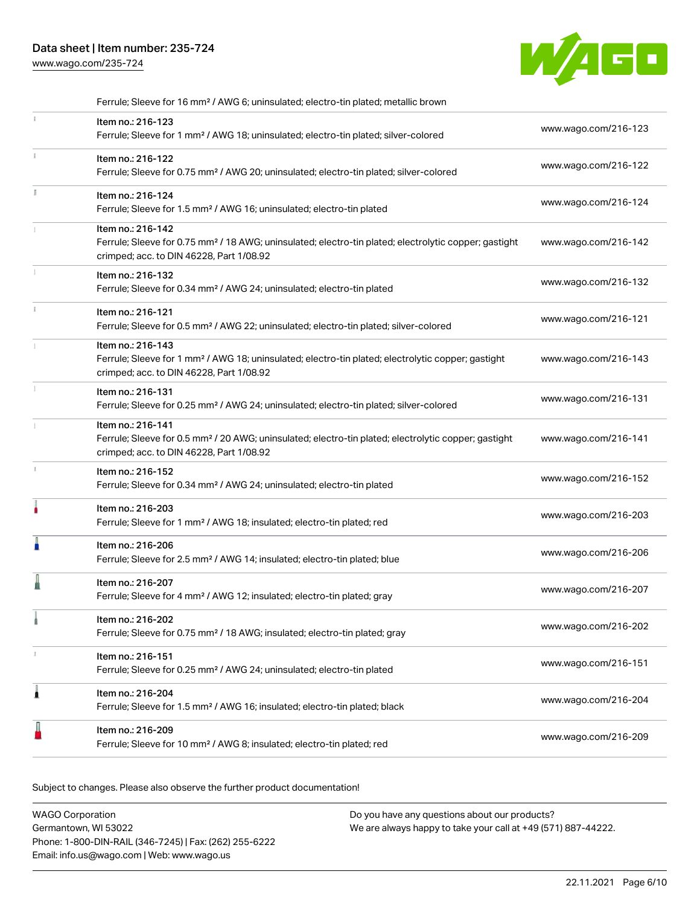| | | |
|---|---|---|
| | Ferrule; Sleeve for 16 mm² / AWG 6; uninsulated; electro-tin plated; metallic brown | |
| | Item no.: 216-123<br>Ferrule; Sleeve for 1 mm² / AWG 18; uninsulated; electro-tin plated; silver-colored | www.wago.com/216-123 |
| | Item no.: 216-122<br>Ferrule; Sleeve for 0.75 mm² / AWG 20; uninsulated; electro-tin plated; silver-colored | www.wago.com/216-122 |
| | Item no.: 216-124<br>Ferrule; Sleeve for 1.5 mm² / AWG 16; uninsulated; electro-tin plated | www.wago.com/216-124 |
| | Item no.: 216-142<br>Ferrule; Sleeve for 0.75 mm² / 18 AWG; uninsulated; electro-tin plated; electrolytic copper; gastight crimped; acc. to DIN 46228, Part 1/08.92 | www.wago.com/216-142 |
| | Item no.: 216-132<br>Ferrule; Sleeve for 0.34 mm² / AWG 24; uninsulated; electro-tin plated | www.wago.com/216-132 |
| | Item no.: 216-121<br>Ferrule; Sleeve for 0.5 mm² / AWG 22; uninsulated; electro-tin plated; silver-colored | www.wago.com/216-121 |
| | Item no.: 216-143<br>Ferrule; Sleeve for 1 mm² / AWG 18; uninsulated; electro-tin plated; electrolytic copper; gastight crimped; acc. to DIN 46228, Part 1/08.92 | www.wago.com/216-143 |
| | Item no.: 216-131<br>Ferrule; Sleeve for 0.25 mm² / AWG 24; uninsulated; electro-tin plated; silver-colored | www.wago.com/216-131 |
| | Item no.: 216-141<br>Ferrule; Sleeve for 0.5 mm² / 20 AWG; uninsulated; electro-tin plated; electrolytic copper; gastight crimped; acc. to DIN 46228, Part 1/08.92 | www.wago.com/216-141 |
| | Item no.: 216-152<br>Ferrule; Sleeve for 0.34 mm² / AWG 24; uninsulated; electro-tin plated | www.wago.com/216-152 |
| | Item no.: 216-203<br>Ferrule; Sleeve for 1 mm² / AWG 18; insulated; electro-tin plated; red | www.wago.com/216-203 |
| | Item no.: 216-206<br>Ferrule; Sleeve for 2.5 mm² / AWG 14; insulated; electro-tin plated; blue | www.wago.com/216-206 |
| | Item no.: 216-207<br>Ferrule; Sleeve for 4 mm² / AWG 12; insulated; electro-tin plated; gray | www.wago.com/216-207 |
| | Item no.: 216-202<br>Ferrule; Sleeve for 0.75 mm² / 18 AWG; insulated; electro-tin plated; gray | www.wago.com/216-202 |
| | Item no.: 216-151<br>Ferrule; Sleeve for 0.25 mm² / AWG 24; uninsulated; electro-tin plated | www.wago.com/216-151 |
| | Item no.: 216-204<br>Ferrule; Sleeve for 1.5 mm² / AWG 16; insulated; electro-tin plated; black | www.wago.com/216-204 |
| | Item no.: 216-209<br>Ferrule; Sleeve for 10 mm² / AWG 8; insulated; electro-tin plated; red | www.wago.com/216-209 |

Subject to changes. Please also observe the further product documentation!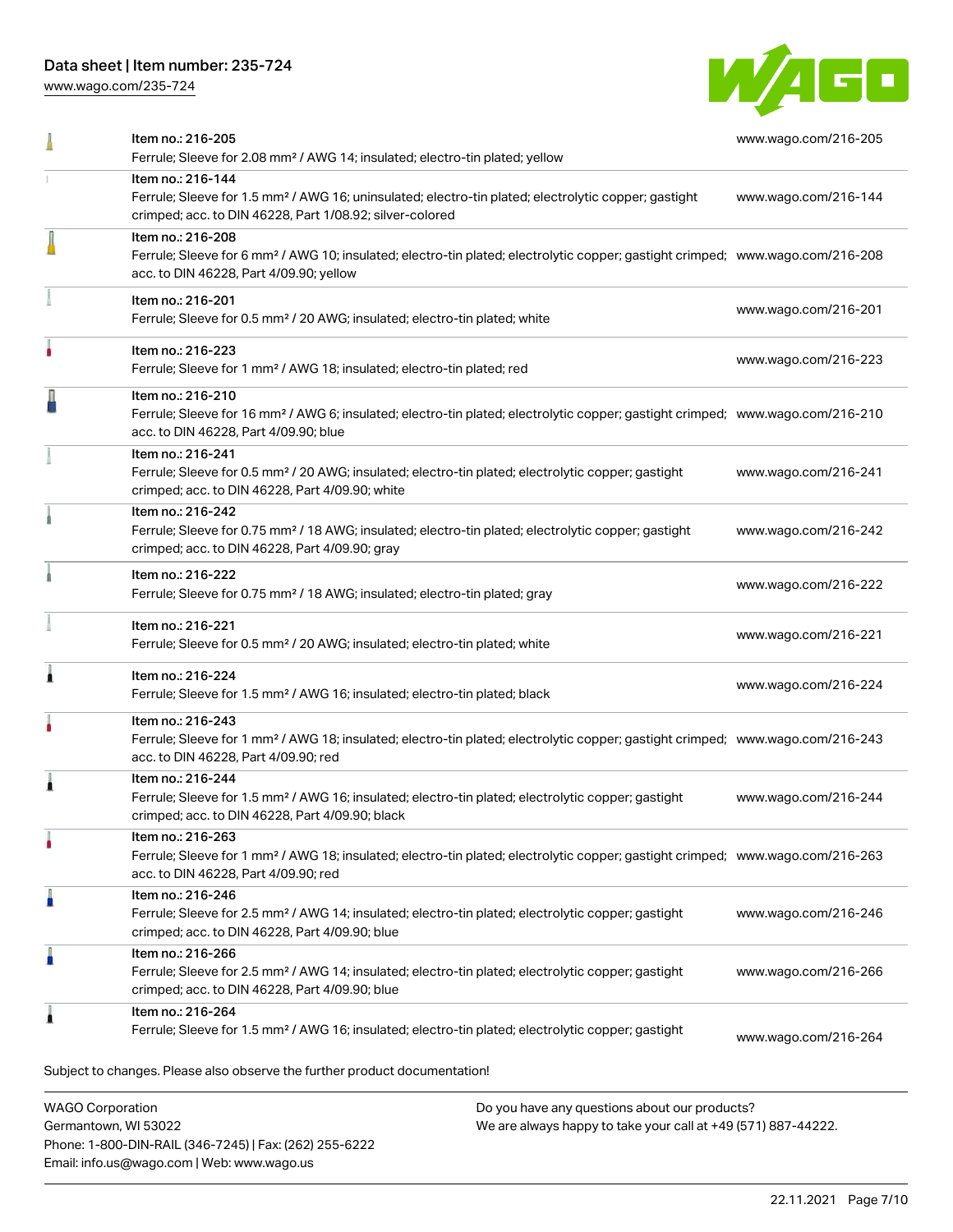| Item | URL |
| --- | --- |
| Item no.: 216-205<br>Ferrule; Sleeve for 2.08 mm² / AWG 14; insulated; electro-tin plated; yellow | www.wago.com/216-205 |
| Item no.: 216-144<br>Ferrule; Sleeve for 1.5 mm² / AWG 16; uninsulated; electro-tin plated; electrolytic copper; gastight crimped; acc. to DIN 46228, Part 1/08.92; silver-colored | www.wago.com/216-144 |
| Item no.: 216-208<br>Ferrule; Sleeve for 6 mm² / AWG 10; insulated; electro-tin plated; electrolytic copper; gastight crimped; acc. to DIN 46228, Part 4/09.90; yellow | www.wago.com/216-208 |
| Item no.: 216-201<br>Ferrule; Sleeve for 0.5 mm² / 20 AWG; insulated; electro-tin plated; white | www.wago.com/216-201 |
| Item no.: 216-223<br>Ferrule; Sleeve for 1 mm² / AWG 18; insulated; electro-tin plated; red | www.wago.com/216-223 |
| Item no.: 216-210<br>Ferrule; Sleeve for 16 mm² / AWG 6; insulated; electro-tin plated; electrolytic copper; gastight crimped; acc. to DIN 46228, Part 4/09.90; blue | www.wago.com/216-210 |
| Item no.: 216-241<br>Ferrule; Sleeve for 0.5 mm² / 20 AWG; insulated; electro-tin plated; electrolytic copper; gastight crimped; acc. to DIN 46228, Part 4/09.90; white | www.wago.com/216-241 |
| Item no.: 216-242<br>Ferrule; Sleeve for 0.75 mm² / 18 AWG; insulated; electro-tin plated; electrolytic copper; gastight crimped; acc. to DIN 46228, Part 4/09.90; gray | www.wago.com/216-242 |
| Item no.: 216-222<br>Ferrule; Sleeve for 0.75 mm² / 18 AWG; insulated; electro-tin plated; gray | www.wago.com/216-222 |
| Item no.: 216-221<br>Ferrule; Sleeve for 0.5 mm² / 20 AWG; insulated; electro-tin plated; white | www.wago.com/216-221 |
| Item no.: 216-224<br>Ferrule; Sleeve for 1.5 mm² / AWG 16; insulated; electro-tin plated; black | www.wago.com/216-224 |
| Item no.: 216-243<br>Ferrule; Sleeve for 1 mm² / AWG 18; insulated; electro-tin plated; electrolytic copper; gastight crimped; acc. to DIN 46228, Part 4/09.90; red | www.wago.com/216-243 |
| Item no.: 216-244<br>Ferrule; Sleeve for 1.5 mm² / AWG 16; insulated; electro-tin plated; electrolytic copper; gastight crimped; acc. to DIN 46228, Part 4/09.90; black | www.wago.com/216-244 |
| Item no.: 216-263<br>Ferrule; Sleeve for 1 mm² / AWG 18; insulated; electro-tin plated; electrolytic copper; gastight crimped; acc. to DIN 46228, Part 4/09.90; red | www.wago.com/216-263 |
| Item no.: 216-246<br>Ferrule; Sleeve for 2.5 mm² / AWG 14; insulated; electro-tin plated; electrolytic copper; gastight crimped; acc. to DIN 46228, Part 4/09.90; blue | www.wago.com/216-246 |
| Item no.: 216-266<br>Ferrule; Sleeve for 2.5 mm² / AWG 14; insulated; electro-tin plated; electrolytic copper; gastight crimped; acc. to DIN 46228, Part 4/09.90; blue | www.wago.com/216-266 |
| Item no.: 216-264<br>Ferrule; Sleeve for 1.5 mm² / AWG 16; insulated; electro-tin plated; electrolytic copper; gastight | www.wago.com/216-264 |

Subject to changes. Please also observe the further product documentation!

WAGO Corporation
Germantown, WI 53022
Phone: 1-800-DIN-RAIL (346-7245) | Fax: (262) 255-6222
Email: info.us@wago.com | Web: www.wago.us

Do you have any questions about our products?
We are always happy to take your call at +49 (571) 887-44222.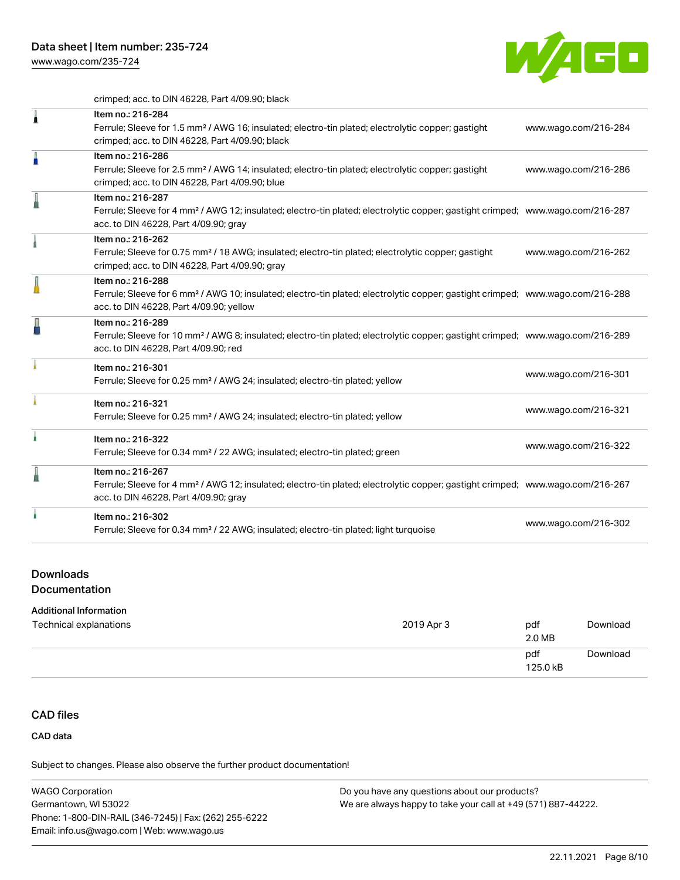crimped; acc. to DIN 46228, Part 4/09.90; black

| | | |
|---|---|---|
| | Item no.: 216-284<br>Ferrule; Sleeve for 1.5 mm² / AWG 16; insulated; electro-tin plated; electrolytic copper; gastight crimped; acc. to DIN 46228, Part 4/09.90; black | www.wago.com/216-284 |
| | Item no.: 216-286<br>Ferrule; Sleeve for 2.5 mm² / AWG 14; insulated; electro-tin plated; electrolytic copper; gastight crimped; acc. to DIN 46228, Part 4/09.90; blue | www.wago.com/216-286 |
| | Item no.: 216-287<br>Ferrule; Sleeve for 4 mm² / AWG 12; insulated; electro-tin plated; electrolytic copper; gastight crimped; acc. to DIN 46228, Part 4/09.90; gray | www.wago.com/216-287 |
| | Item no.: 216-262<br>Ferrule; Sleeve for 0.75 mm² / 18 AWG; insulated; electro-tin plated; electrolytic copper; gastight crimped; acc. to DIN 46228, Part 4/09.90; gray | www.wago.com/216-262 |
| | Item no.: 216-288<br>Ferrule; Sleeve for 6 mm² / AWG 10; insulated; electro-tin plated; electrolytic copper; gastight crimped; acc. to DIN 46228, Part 4/09.90; yellow | www.wago.com/216-288 |
| | Item no.: 216-289<br>Ferrule; Sleeve for 10 mm² / AWG 8; insulated; electro-tin plated; electrolytic copper; gastight crimped; acc. to DIN 46228, Part 4/09.90; red | www.wago.com/216-289 |
| | Item no.: 216-301<br>Ferrule; Sleeve for 0.25 mm² / AWG 24; insulated; electro-tin plated; yellow | www.wago.com/216-301 |
| | Item no.: 216-321<br>Ferrule; Sleeve for 0.25 mm² / AWG 24; insulated; electro-tin plated; yellow | www.wago.com/216-321 |
| | Item no.: 216-322<br>Ferrule; Sleeve for 0.34 mm² / 22 AWG; insulated; electro-tin plated; green | www.wago.com/216-322 |
| | Item no.: 216-267<br>Ferrule; Sleeve for 4 mm² / AWG 12; insulated; electro-tin plated; electrolytic copper; gastight crimped; acc. to DIN 46228, Part 4/09.90; gray | www.wago.com/216-267 |
| | Item no.: 216-302<br>Ferrule; Sleeve for 0.34 mm² / 22 AWG; insulated; electro-tin plated; light turquoise | www.wago.com/216-302 |

## Downloads

### Documentation

**Additional Information**

| | | | |
|---|---|---|---|
| Technical explanations | 2019 Apr 3 | pdf<br>2.0 MB | Download |
| | | pdf<br>125.0 kB | Download |

## CAD files

**CAD data**

Subject to changes. Please also observe the further product documentation!

WAGO Corporation
Germantown, WI 53022
Phone: 1-800-DIN-RAIL (346-7245) | Fax: (262) 255-6222
Email: info.us@wago.com | Web: www.wago.us

Do you have any questions about our products?
We are always happy to take your call at +49 (571) 887-44222.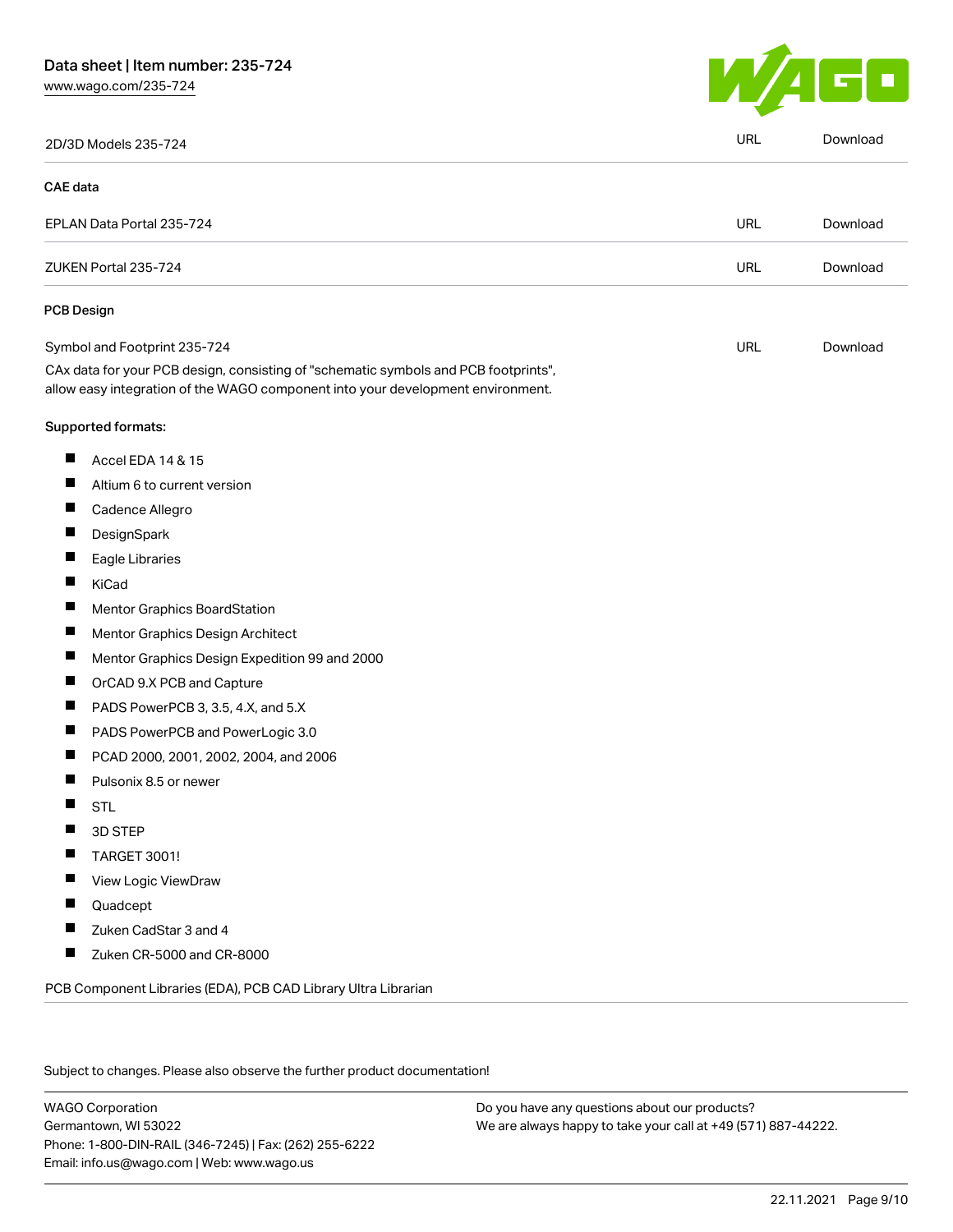| | | |
|---|---|---|
| 2D/3D Models 235-724 | URL | Download |

**CAE data**

| | | |
|---|---|---|
| EPLAN Data Portal 235-724 | URL | Download |
| ZUKEN Portal 235-724 | URL | Download |

**PCB Design**

| | | |
|---|---|---|
| Symbol and Footprint 235-724 | URL | Download |

CAx data for your PCB design, consisting of "schematic symbols and PCB footprints", allow easy integration of the WAGO component into your development environment.

Supported formats:

- Accel EDA 14 & 15
- Altium 6 to current version
- Cadence Allegro
- DesignSpark
- Eagle Libraries
- KiCad
- Mentor Graphics BoardStation
- Mentor Graphics Design Architect
- Mentor Graphics Design Expedition 99 and 2000
- OrCAD 9.X PCB and Capture
- PADS PowerPCB 3, 3.5, 4.X, and 5.X
- PADS PowerPCB and PowerLogic 3.0
- PCAD 2000, 2001, 2002, 2004, and 2006
- Pulsonix 8.5 or newer
- STL
- 3D STEP
- TARGET 3001!
- View Logic ViewDraw
- Quadcept
- Zuken CadStar 3 and 4
- Zuken CR-5000 and CR-8000

PCB Component Libraries (EDA), PCB CAD Library Ultra Librarian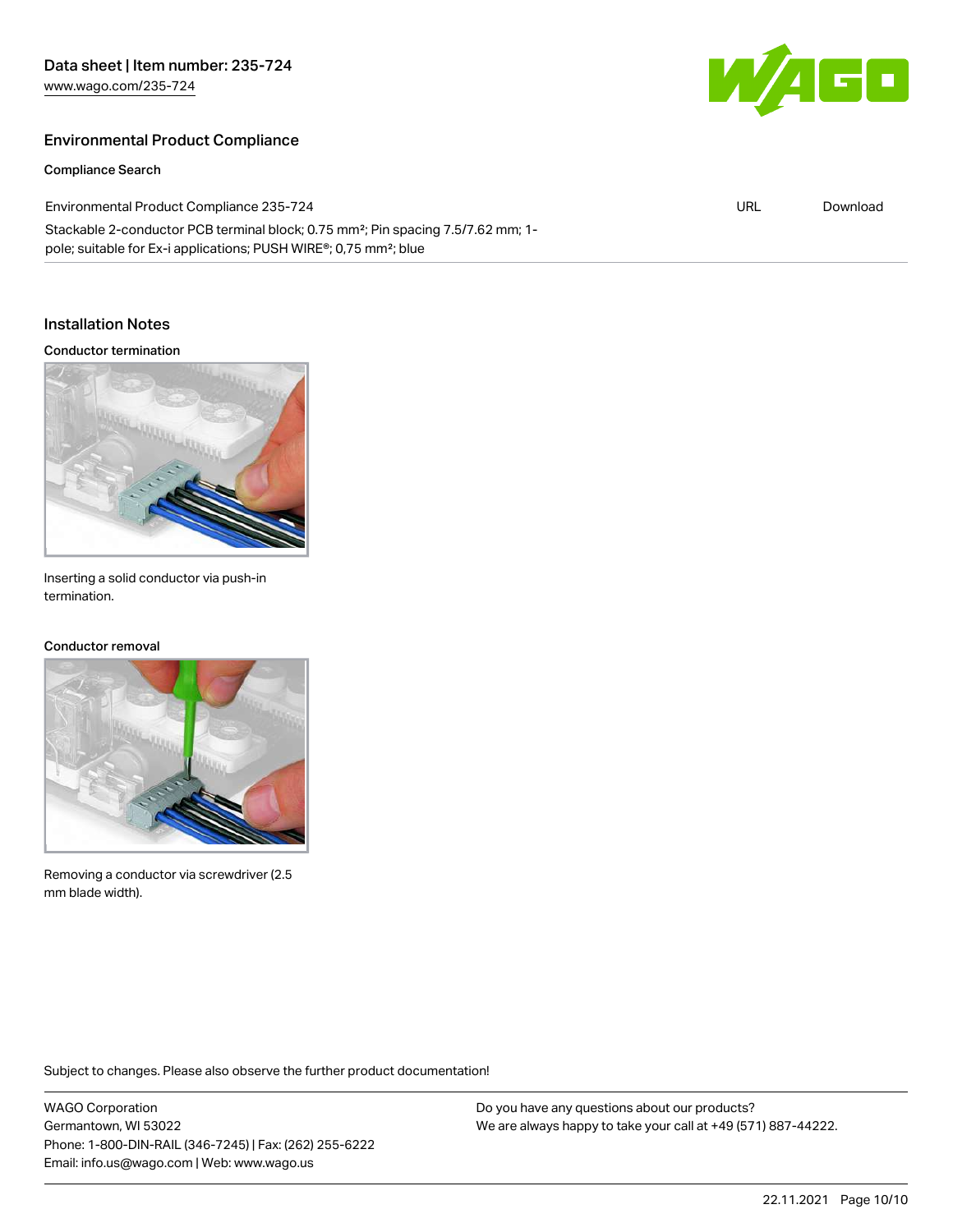## Environmental Product Compliance

### Compliance Search

| | | |
|---|---|---|
| Environmental Product Compliance 235-724<br>Stackable 2-conductor PCB terminal block; 0.75 mm²; Pin spacing 7.5/7.62 mm; 1-pole; suitable for Ex-i applications; PUSH WIRE®; 0,75 mm²; blue | URL | Download |

## Installation Notes

### Conductor termination

Inserting a solid conductor via push-in termination.

### Conductor removal

Removing a conductor via screwdriver (2.5 mm blade width).

Subject to changes. Please also observe the further product documentation!

WAGO Corporation
Germantown, WI 53022
Phone: 1-800-DIN-RAIL (346-7245) | Fax: (262) 255-6222
Email: info.us@wago.com | Web: www.wago.us

Do you have any questions about our products?
We are always happy to take your call at +49 (571) 887-44222.